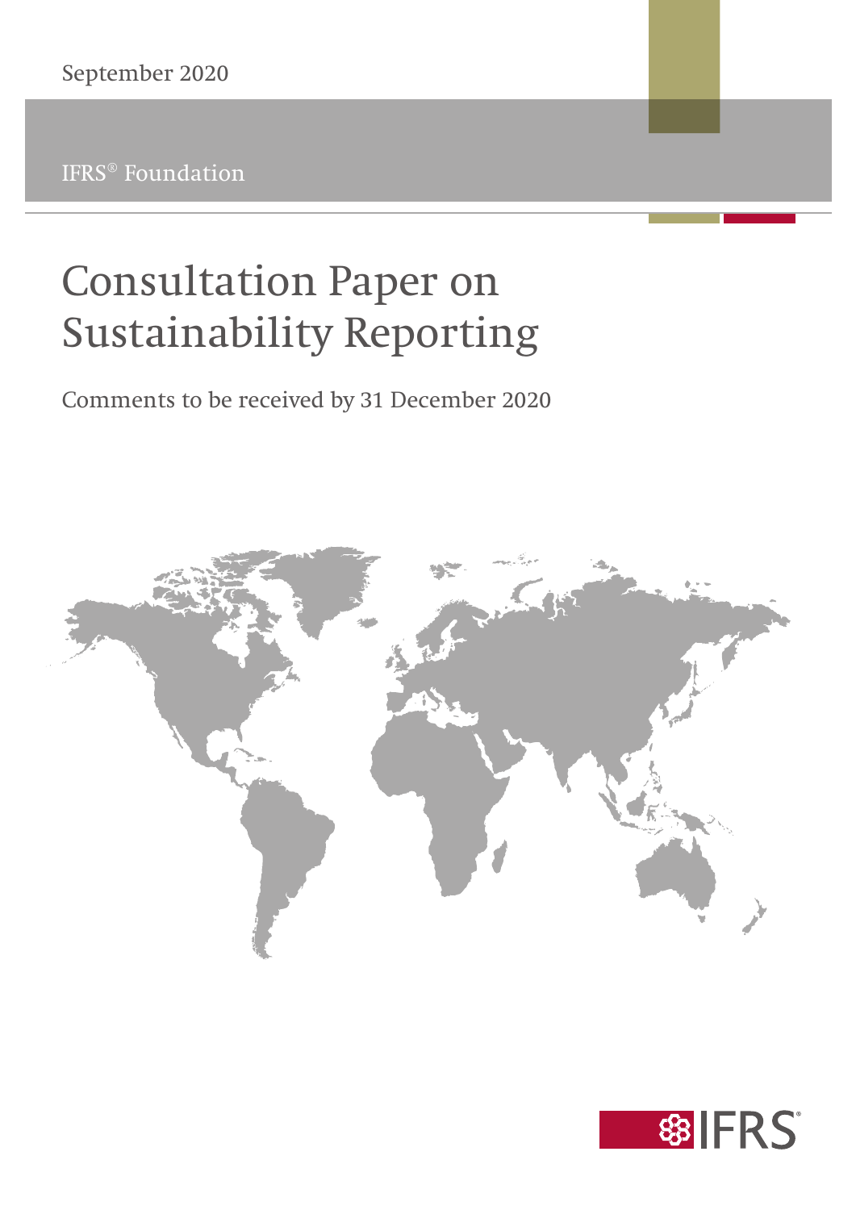September 2020

IFRS® Foundation

# Consultation Paper on Sustainability Reporting

Comments to be received by 31 December 2020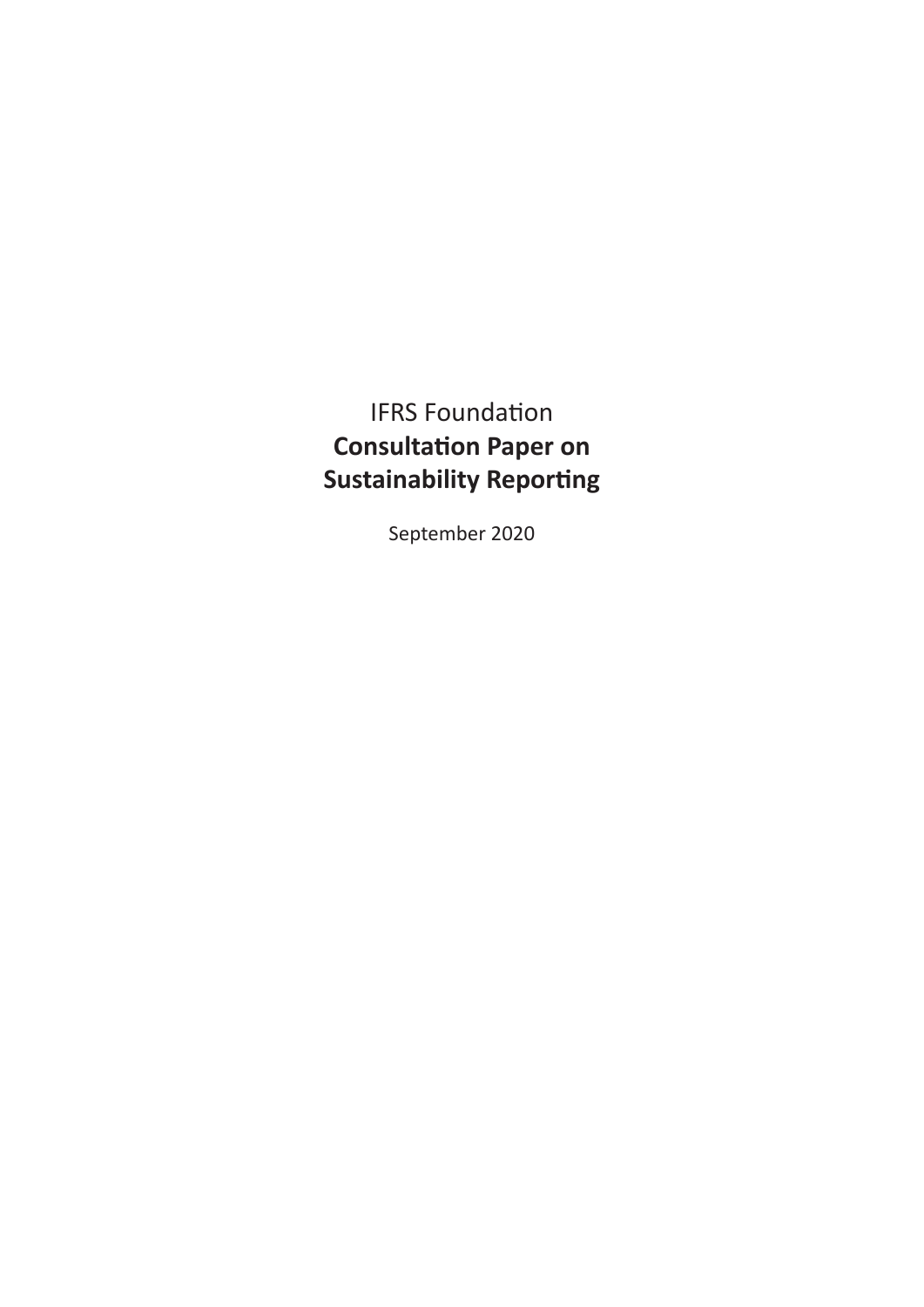IFRS Foundation

**Consultation Paper on Sustainability Reporting**

September 2020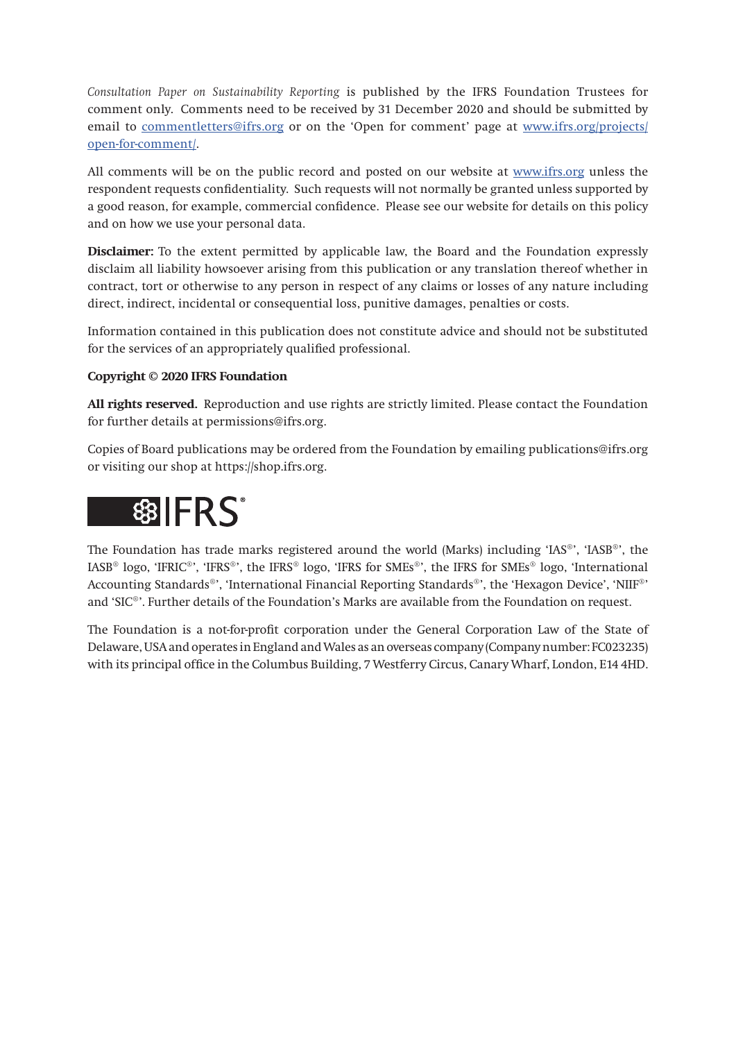*Consultation Paper on Sustainability Reporting* is published by the IFRS Foundation Trustees for comment only. Comments need to be received by 31 December 2020 and should be submitted by email to commentletters@ifrs.org or on the 'Open for comment' page at www.ifrs.org/projects/open-for-comment/.

All comments will be on the public record and posted on our website at www.ifrs.org unless the respondent requests confidentiality. Such requests will not normally be granted unless supported by a good reason, for example, commercial confidence. Please see our website for details on this policy and on how we use your personal data.

**Disclaimer:** To the extent permitted by applicable law, the Board and the Foundation expressly disclaim all liability howsoever arising from this publication or any translation thereof whether in contract, tort or otherwise to any person in respect of any claims or losses of any nature including direct, indirect, incidental or consequential loss, punitive damages, penalties or costs.

Information contained in this publication does not constitute advice and should not be substituted for the services of an appropriately qualified professional.

**Copyright © 2020 IFRS Foundation**

**All rights reserved.** Reproduction and use rights are strictly limited. Please contact the Foundation for further details at permissions@ifrs.org.

Copies of Board publications may be ordered from the Foundation by emailing publications@ifrs.org or visiting our shop at https://shop.ifrs.org.

IFRS®

The Foundation has trade marks registered around the world (Marks) including 'IAS®', 'IASB®', the IASB® logo, 'IFRIC®', 'IFRS®', the IFRS® logo, 'IFRS for SMEs®', the IFRS for SMEs® logo, 'International Accounting Standards®', 'International Financial Reporting Standards®', the 'Hexagon Device', 'NIIF®' and 'SIC®'. Further details of the Foundation's Marks are available from the Foundation on request.

The Foundation is a not-for-profit corporation under the General Corporation Law of the State of Delaware, USA and operates in England and Wales as an overseas company (Company number: FC023235) with its principal office in the Columbus Building, 7 Westferry Circus, Canary Wharf, London, E14 4HD.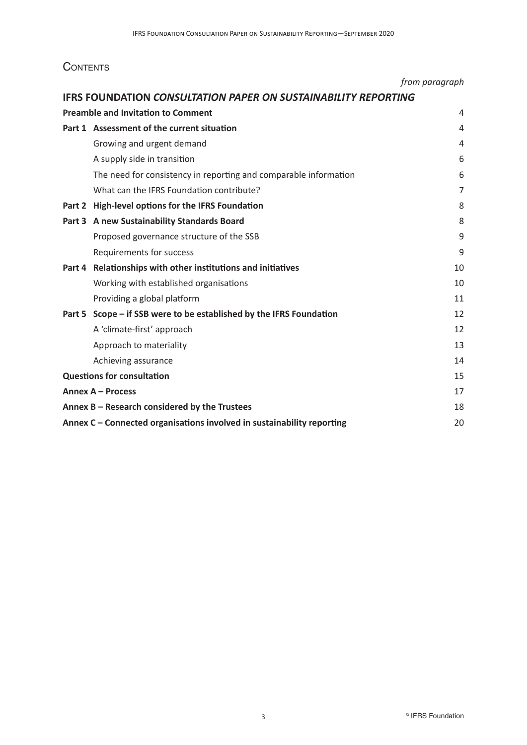# Contents

| | | *from paragraph* |
|---|---|---|
| **IFRS FOUNDATION *CONSULTATION PAPER ON SUSTAINABILITY REPORTING*** | | |
| **Preamble and Invitation to Comment** | | 4 |
| **Part 1** | **Assessment of the current situation** | 4 |
| | Growing and urgent demand | 4 |
| | A supply side in transition | 6 |
| | The need for consistency in reporting and comparable information | 6 |
| | What can the IFRS Foundation contribute? | 7 |
| **Part 2** | **High-level options for the IFRS Foundation** | 8 |
| **Part 3** | **A new Sustainability Standards Board** | 8 |
| | Proposed governance structure of the SSB | 9 |
| | Requirements for success | 9 |
| **Part 4** | **Relationships with other institutions and initiatives** | 10 |
| | Working with established organisations | 10 |
| | Providing a global platform | 11 |
| **Part 5** | **Scope – if SSB were to be established by the IFRS Foundation** | 12 |
| | A 'climate-first' approach | 12 |
| | Approach to materiality | 13 |
| | Achieving assurance | 14 |
| **Questions for consultation** | | 15 |
| **Annex A – Process** | | 17 |
| **Annex B – Research considered by the Trustees** | | 18 |
| **Annex C – Connected organisations involved in sustainability reporting** | | 20 |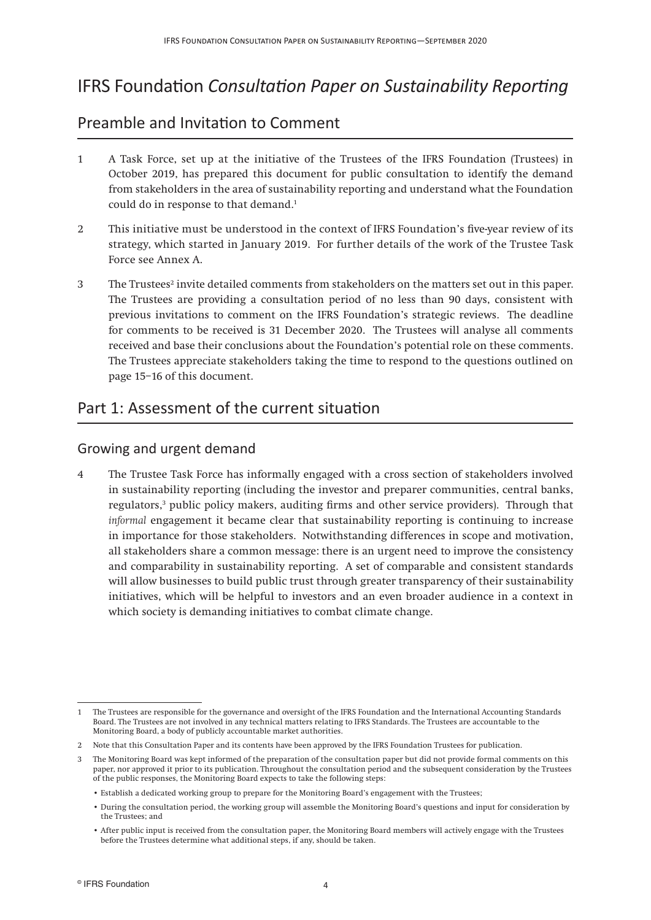# IFRS Foundation *Consultation Paper on Sustainability Reporting*

## Preamble and Invitation to Comment

1 A Task Force, set up at the initiative of the Trustees of the IFRS Foundation (Trustees) in October 2019, has prepared this document for public consultation to identify the demand from stakeholders in the area of sustainability reporting and understand what the Foundation could do in response to that demand.[1]

2 This initiative must be understood in the context of IFRS Foundation's five-year review of its strategy, which started in January 2019. For further details of the work of the Trustee Task Force see Annex A.

3 The Trustees[2] invite detailed comments from stakeholders on the matters set out in this paper. The Trustees are providing a consultation period of no less than 90 days, consistent with previous invitations to comment on the IFRS Foundation's strategic reviews. The deadline for comments to be received is 31 December 2020. The Trustees will analyse all comments received and base their conclusions about the Foundation's potential role on these comments. The Trustees appreciate stakeholders taking the time to respond to the questions outlined on page 15–16 of this document.

## Part 1: Assessment of the current situation

### Growing and urgent demand

4 The Trustee Task Force has informally engaged with a cross section of stakeholders involved in sustainability reporting (including the investor and preparer communities, central banks, regulators,[3] public policy makers, auditing firms and other service providers). Through that *informal* engagement it became clear that sustainability reporting is continuing to increase in importance for those stakeholders. Notwithstanding differences in scope and motivation, all stakeholders share a common message: there is an urgent need to improve the consistency and comparability in sustainability reporting. A set of comparable and consistent standards will allow businesses to build public trust through greater transparency of their sustainability initiatives, which will be helpful to investors and an even broader audience in a context in which society is demanding initiatives to combat climate change.

---

1 The Trustees are responsible for the governance and oversight of the IFRS Foundation and the International Accounting Standards Board. The Trustees are not involved in any technical matters relating to IFRS Standards. The Trustees are accountable to the Monitoring Board, a body of publicly accountable market authorities.

2 Note that this Consultation Paper and its contents have been approved by the IFRS Foundation Trustees for publication.

3 The Monitoring Board was kept informed of the preparation of the consultation paper but did not provide formal comments on this paper, nor approved it prior to its publication. Throughout the consultation period and the subsequent consideration by the Trustees of the public responses, the Monitoring Board expects to take the following steps:

- Establish a dedicated working group to prepare for the Monitoring Board's engagement with the Trustees;
- During the consultation period, the working group will assemble the Monitoring Board's questions and input for consideration by the Trustees; and
- After public input is received from the consultation paper, the Monitoring Board members will actively engage with the Trustees before the Trustees determine what additional steps, if any, should be taken.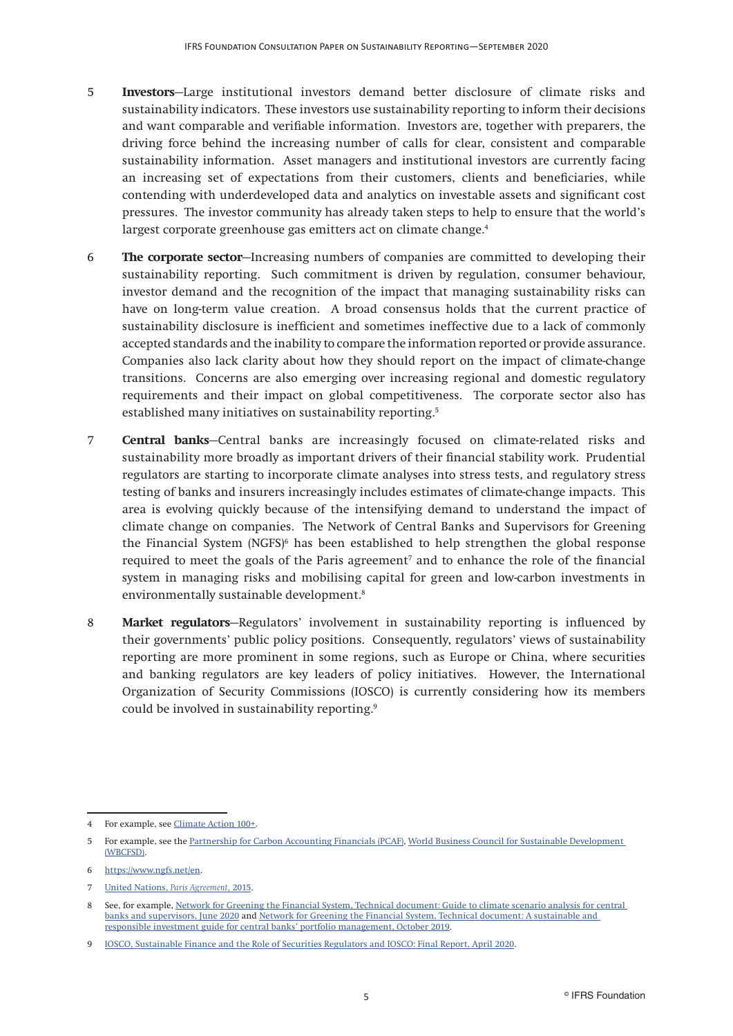5 **Investors**—Large institutional investors demand better disclosure of climate risks and sustainability indicators. These investors use sustainability reporting to inform their decisions and want comparable and verifiable information. Investors are, together with preparers, the driving force behind the increasing number of calls for clear, consistent and comparable sustainability information. Asset managers and institutional investors are currently facing an increasing set of expectations from their customers, clients and beneficiaries, while contending with underdeveloped data and analytics on investable assets and significant cost pressures. The investor community has already taken steps to help to ensure that the world's largest corporate greenhouse gas emitters act on climate change.[4]

6 **The corporate sector**—Increasing numbers of companies are committed to developing their sustainability reporting. Such commitment is driven by regulation, consumer behaviour, investor demand and the recognition of the impact that managing sustainability risks can have on long-term value creation. A broad consensus holds that the current practice of sustainability disclosure is inefficient and sometimes ineffective due to a lack of commonly accepted standards and the inability to compare the information reported or provide assurance. Companies also lack clarity about how they should report on the impact of climate-change transitions. Concerns are also emerging over increasing regional and domestic regulatory requirements and their impact on global competitiveness. The corporate sector also has established many initiatives on sustainability reporting.[5]

7 **Central banks**—Central banks are increasingly focused on climate-related risks and sustainability more broadly as important drivers of their financial stability work. Prudential regulators are starting to incorporate climate analyses into stress tests, and regulatory stress testing of banks and insurers increasingly includes estimates of climate-change impacts. This area is evolving quickly because of the intensifying demand to understand the impact of climate change on companies. The Network of Central Banks and Supervisors for Greening the Financial System (NGFS)[6] has been established to help strengthen the global response required to meet the goals of the Paris agreement[7] and to enhance the role of the financial system in managing risks and mobilising capital for green and low-carbon investments in environmentally sustainable development.[8]

8 **Market regulators**—Regulators' involvement in sustainability reporting is influenced by their governments' public policy positions. Consequently, regulators' views of sustainability reporting are more prominent in some regions, such as Europe or China, where securities and banking regulators are key leaders of policy initiatives. However, the International Organization of Security Commissions (IOSCO) is currently considering how its members could be involved in sustainability reporting.[9]

---

4 For example, see Climate Action 100+.

5 For example, see the Partnership for Carbon Accounting Financials (PCAF), World Business Council for Sustainable Development (WBCFSD).

6 https://www.ngfs.net/en.

7 United Nations, *Paris Agreement*, 2015.

8 See, for example, Network for Greening the Financial System, Technical document: Guide to climate scenario analysis for central banks and supervisors, June 2020 and Network for Greening the Financial System, Technical document: A sustainable and responsible investment guide for central banks' portfolio management, October 2019.

9 IOSCO, Sustainable Finance and the Role of Securities Regulators and IOSCO: Final Report, April 2020.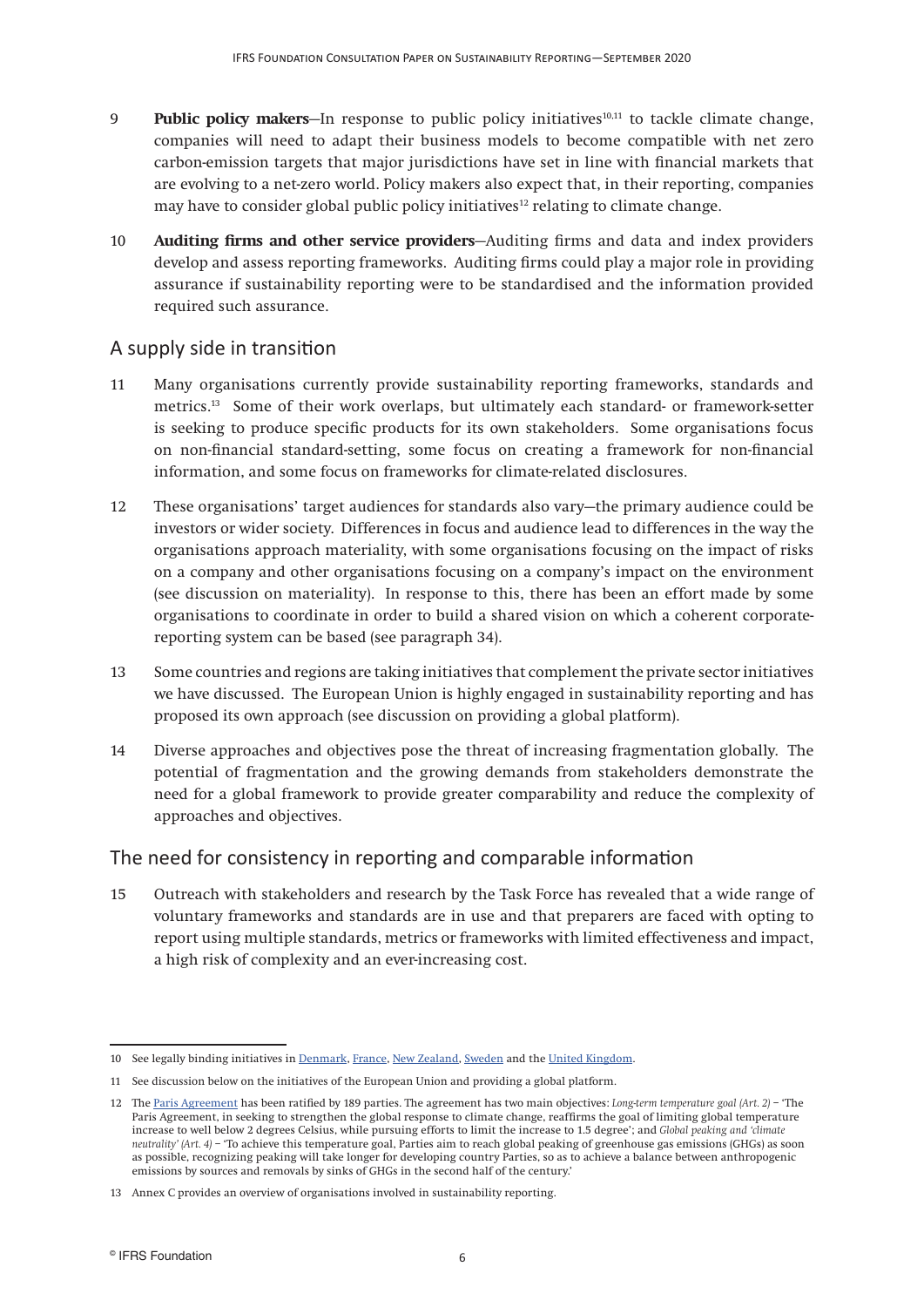9 **Public policy makers**—In response to public policy initiatives[10,11] to tackle climate change, companies will need to adapt their business models to become compatible with net zero carbon-emission targets that major jurisdictions have set in line with financial markets that are evolving to a net-zero world. Policy makers also expect that, in their reporting, companies may have to consider global public policy initiatives[12] relating to climate change.

10 **Auditing firms and other service providers**—Auditing firms and data and index providers develop and assess reporting frameworks. Auditing firms could play a major role in providing assurance if sustainability reporting were to be standardised and the information provided required such assurance.

## A supply side in transition

11 Many organisations currently provide sustainability reporting frameworks, standards and metrics.[13] Some of their work overlaps, but ultimately each standard- or framework-setter is seeking to produce specific products for its own stakeholders. Some organisations focus on non-financial standard-setting, some focus on creating a framework for non-financial information, and some focus on frameworks for climate-related disclosures.

12 These organisations' target audiences for standards also vary—the primary audience could be investors or wider society. Differences in focus and audience lead to differences in the way the organisations approach materiality, with some organisations focusing on the impact of risks on a company and other organisations focusing on a company's impact on the environment (see discussion on materiality). In response to this, there has been an effort made by some organisations to coordinate in order to build a shared vision on which a coherent corporate-reporting system can be based (see paragraph 34).

13 Some countries and regions are taking initiatives that complement the private sector initiatives we have discussed. The European Union is highly engaged in sustainability reporting and has proposed its own approach (see discussion on providing a global platform).

14 Diverse approaches and objectives pose the threat of increasing fragmentation globally. The potential of fragmentation and the growing demands from stakeholders demonstrate the need for a global framework to provide greater comparability and reduce the complexity of approaches and objectives.

## The need for consistency in reporting and comparable information

15 Outreach with stakeholders and research by the Task Force has revealed that a wide range of voluntary frameworks and standards are in use and that preparers are faced with opting to report using multiple standards, metrics or frameworks with limited effectiveness and impact, a high risk of complexity and an ever-increasing cost.

---

10 See legally binding initiatives in Denmark, France, New Zealand, Sweden and the United Kingdom.

11 See discussion below on the initiatives of the European Union and providing a global platform.

12 The Paris Agreement has been ratified by 189 parties. The agreement has two main objectives: *Long-term temperature goal (Art. 2)* – 'The Paris Agreement, in seeking to strengthen the global response to climate change, reaffirms the goal of limiting global temperature increase to well below 2 degrees Celsius, while pursuing efforts to limit the increase to 1.5 degree'; and *Global peaking and 'climate neutrality' (Art. 4)* – 'To achieve this temperature goal, Parties aim to reach global peaking of greenhouse gas emissions (GHGs) as soon as possible, recognizing peaking will take longer for developing country Parties, so as to achieve a balance between anthropogenic emissions by sources and removals by sinks of GHGs in the second half of the century.'

13 Annex C provides an overview of organisations involved in sustainability reporting.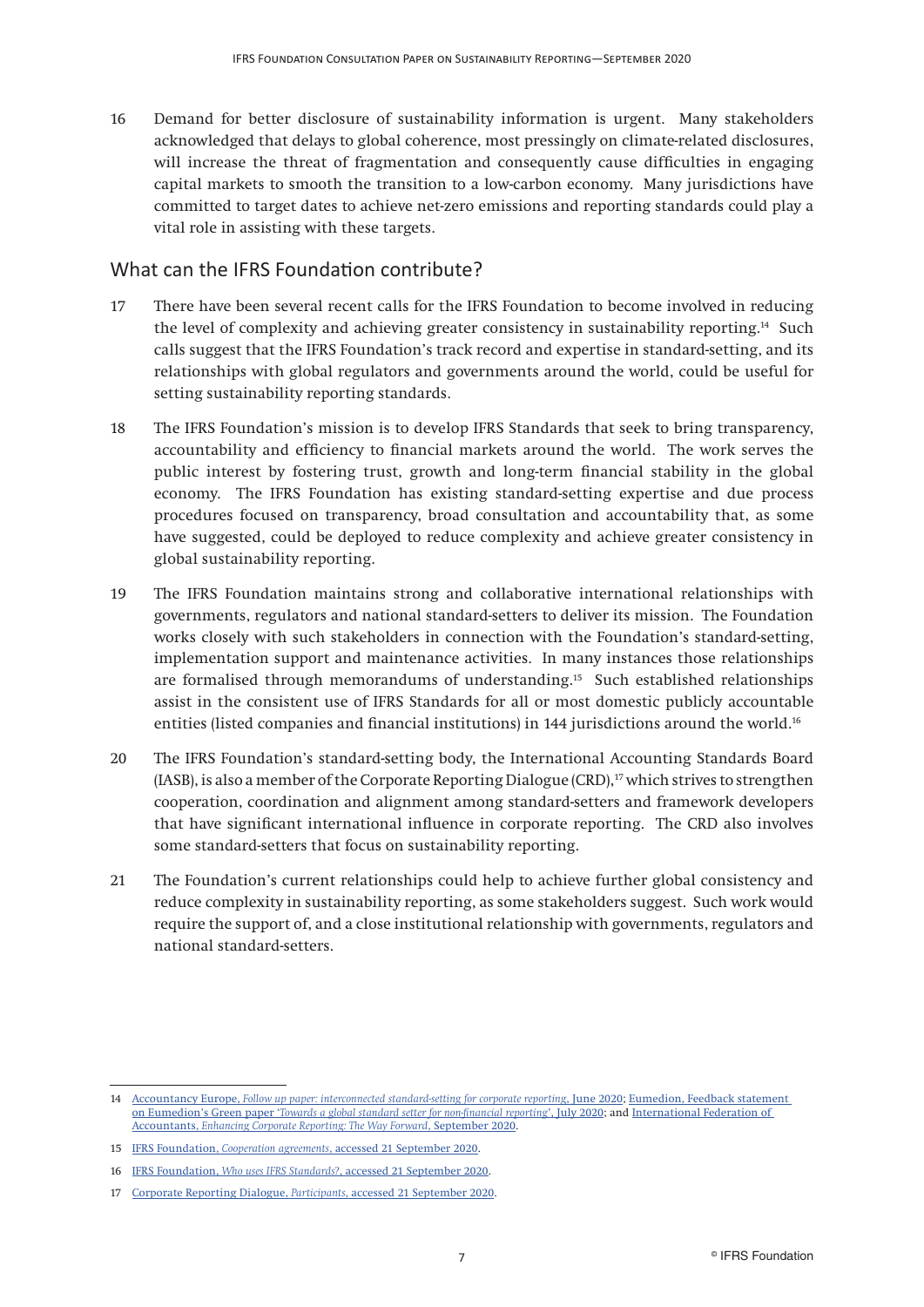16 Demand for better disclosure of sustainability information is urgent. Many stakeholders acknowledged that delays to global coherence, most pressingly on climate-related disclosures, will increase the threat of fragmentation and consequently cause difficulties in engaging capital markets to smooth the transition to a low-carbon economy. Many jurisdictions have committed to target dates to achieve net-zero emissions and reporting standards could play a vital role in assisting with these targets.

## What can the IFRS Foundation contribute?

17 There have been several recent calls for the IFRS Foundation to become involved in reducing the level of complexity and achieving greater consistency in sustainability reporting.[14] Such calls suggest that the IFRS Foundation's track record and expertise in standard-setting, and its relationships with global regulators and governments around the world, could be useful for setting sustainability reporting standards.

18 The IFRS Foundation's mission is to develop IFRS Standards that seek to bring transparency, accountability and efficiency to financial markets around the world. The work serves the public interest by fostering trust, growth and long-term financial stability in the global economy. The IFRS Foundation has existing standard-setting expertise and due process procedures focused on transparency, broad consultation and accountability that, as some have suggested, could be deployed to reduce complexity and achieve greater consistency in global sustainability reporting.

19 The IFRS Foundation maintains strong and collaborative international relationships with governments, regulators and national standard-setters to deliver its mission. The Foundation works closely with such stakeholders in connection with the Foundation's standard-setting, implementation support and maintenance activities. In many instances those relationships are formalised through memorandums of understanding.[15] Such established relationships assist in the consistent use of IFRS Standards for all or most domestic publicly accountable entities (listed companies and financial institutions) in 144 jurisdictions around the world.[16]

20 The IFRS Foundation's standard-setting body, the International Accounting Standards Board (IASB), is also a member of the Corporate Reporting Dialogue (CRD),[17] which strives to strengthen cooperation, coordination and alignment among standard-setters and framework developers that have significant international influence in corporate reporting. The CRD also involves some standard-setters that focus on sustainability reporting.

21 The Foundation's current relationships could help to achieve further global consistency and reduce complexity in sustainability reporting, as some stakeholders suggest. Such work would require the support of, and a close institutional relationship with governments, regulators and national standard-setters.

---

14 Accountancy Europe, *Follow up paper: interconnected standard-setting for corporate reporting*, June 2020; Eumedion, Feedback statement on Eumedion's Green paper '*Towards a global standard setter for non-financial reporting*', July 2020; and International Federation of Accountants, *Enhancing Corporate Reporting: The Way Forward*, September 2020.

15 IFRS Foundation, *Cooperation agreements*, accessed 21 September 2020.

16 IFRS Foundation, *Who uses IFRS Standards?*, accessed 21 September 2020.

17 Corporate Reporting Dialogue, *Participants*, accessed 21 September 2020.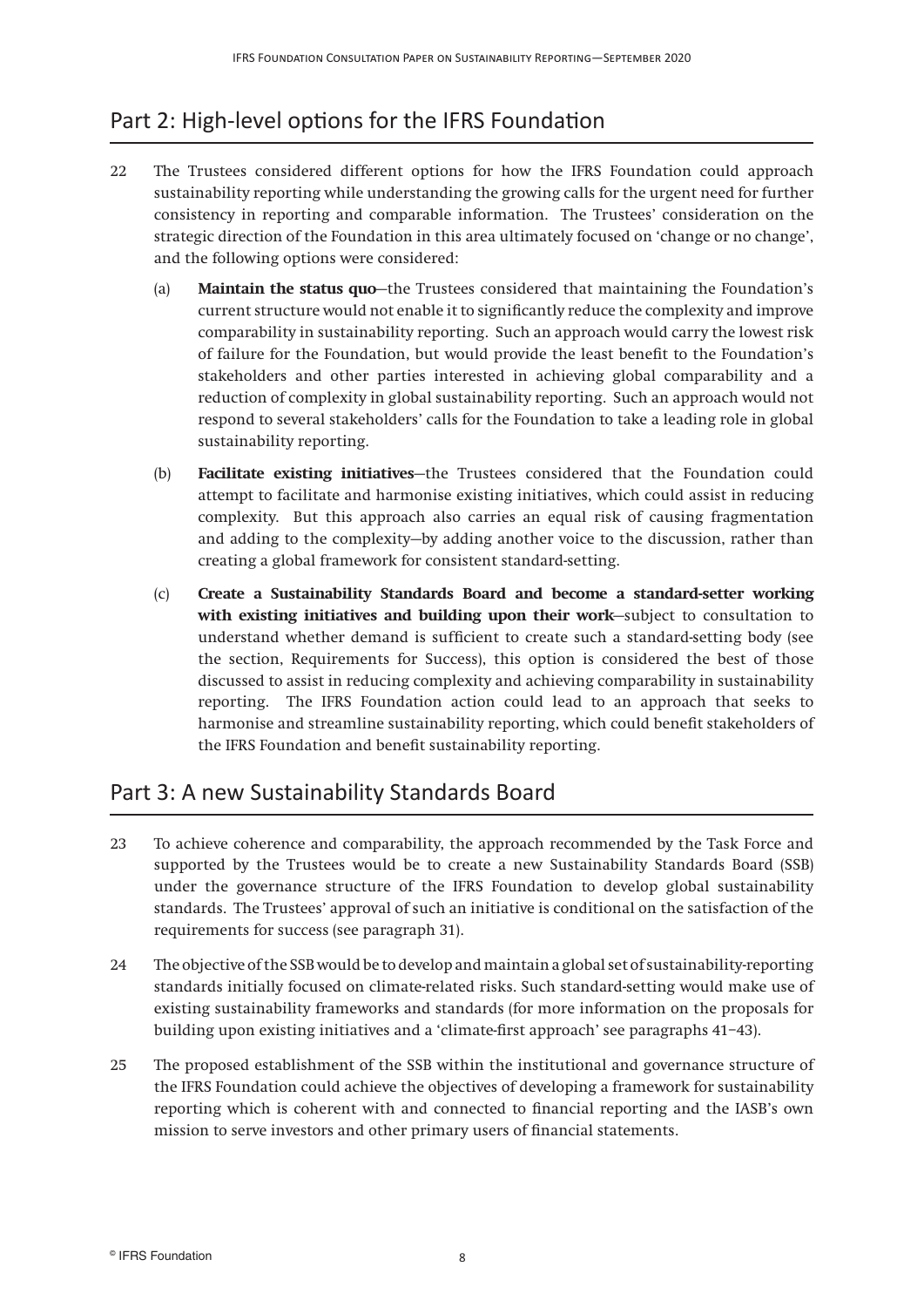## Part 2: High-level options for the IFRS Foundation

22 The Trustees considered different options for how the IFRS Foundation could approach sustainability reporting while understanding the growing calls for the urgent need for further consistency in reporting and comparable information. The Trustees' consideration on the strategic direction of the Foundation in this area ultimately focused on 'change or no change', and the following options were considered:

(a) **Maintain the status quo**—the Trustees considered that maintaining the Foundation's current structure would not enable it to significantly reduce the complexity and improve comparability in sustainability reporting. Such an approach would carry the lowest risk of failure for the Foundation, but would provide the least benefit to the Foundation's stakeholders and other parties interested in achieving global comparability and a reduction of complexity in global sustainability reporting. Such an approach would not respond to several stakeholders' calls for the Foundation to take a leading role in global sustainability reporting.

(b) **Facilitate existing initiatives**—the Trustees considered that the Foundation could attempt to facilitate and harmonise existing initiatives, which could assist in reducing complexity. But this approach also carries an equal risk of causing fragmentation and adding to the complexity—by adding another voice to the discussion, rather than creating a global framework for consistent standard-setting.

(c) **Create a Sustainability Standards Board and become a standard-setter working with existing initiatives and building upon their work**—subject to consultation to understand whether demand is sufficient to create such a standard-setting body (see the section, Requirements for Success), this option is considered the best of those discussed to assist in reducing complexity and achieving comparability in sustainability reporting. The IFRS Foundation action could lead to an approach that seeks to harmonise and streamline sustainability reporting, which could benefit stakeholders of the IFRS Foundation and benefit sustainability reporting.

## Part 3: A new Sustainability Standards Board

23 To achieve coherence and comparability, the approach recommended by the Task Force and supported by the Trustees would be to create a new Sustainability Standards Board (SSB) under the governance structure of the IFRS Foundation to develop global sustainability standards. The Trustees' approval of such an initiative is conditional on the satisfaction of the requirements for success (see paragraph 31).

24 The objective of the SSB would be to develop and maintain a global set of sustainability-reporting standards initially focused on climate-related risks. Such standard-setting would make use of existing sustainability frameworks and standards (for more information on the proposals for building upon existing initiatives and a 'climate-first approach' see paragraphs 41–43).

25 The proposed establishment of the SSB within the institutional and governance structure of the IFRS Foundation could achieve the objectives of developing a framework for sustainability reporting which is coherent with and connected to financial reporting and the IASB's own mission to serve investors and other primary users of financial statements.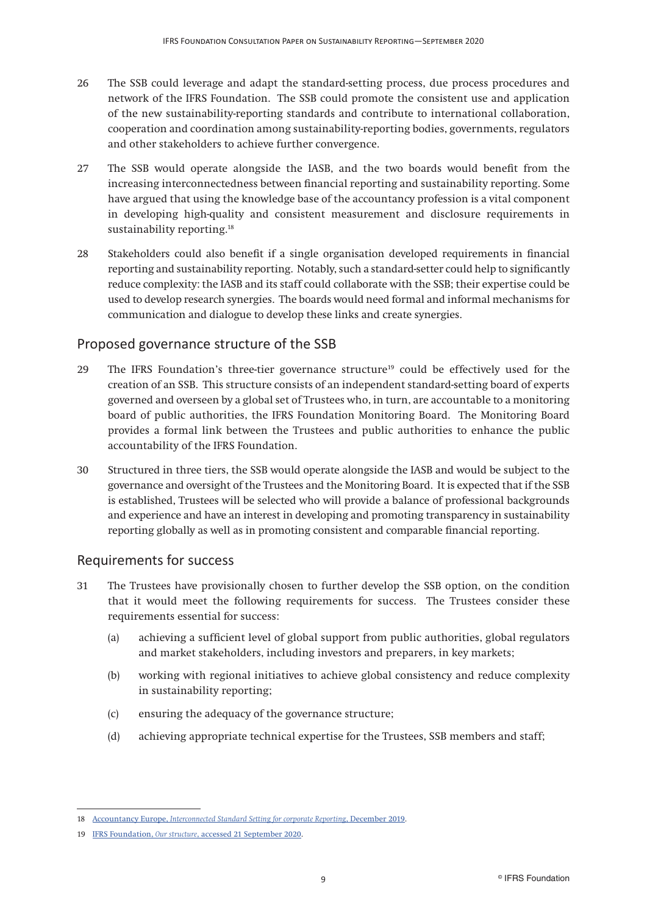26 The SSB could leverage and adapt the standard-setting process, due process procedures and network of the IFRS Foundation. The SSB could promote the consistent use and application of the new sustainability-reporting standards and contribute to international collaboration, cooperation and coordination among sustainability-reporting bodies, governments, regulators and other stakeholders to achieve further convergence.

27 The SSB would operate alongside the IASB, and the two boards would benefit from the increasing interconnectedness between financial reporting and sustainability reporting. Some have argued that using the knowledge base of the accountancy profession is a vital component in developing high-quality and consistent measurement and disclosure requirements in sustainability reporting.[18]

28 Stakeholders could also benefit if a single organisation developed requirements in financial reporting and sustainability reporting. Notably, such a standard-setter could help to significantly reduce complexity: the IASB and its staff could collaborate with the SSB; their expertise could be used to develop research synergies. The boards would need formal and informal mechanisms for communication and dialogue to develop these links and create synergies.

## Proposed governance structure of the SSB

29 The IFRS Foundation's three-tier governance structure[19] could be effectively used for the creation of an SSB. This structure consists of an independent standard-setting board of experts governed and overseen by a global set of Trustees who, in turn, are accountable to a monitoring board of public authorities, the IFRS Foundation Monitoring Board. The Monitoring Board provides a formal link between the Trustees and public authorities to enhance the public accountability of the IFRS Foundation.

30 Structured in three tiers, the SSB would operate alongside the IASB and would be subject to the governance and oversight of the Trustees and the Monitoring Board. It is expected that if the SSB is established, Trustees will be selected who will provide a balance of professional backgrounds and experience and have an interest in developing and promoting transparency in sustainability reporting globally as well as in promoting consistent and comparable financial reporting.

## Requirements for success

31 The Trustees have provisionally chosen to further develop the SSB option, on the condition that it would meet the following requirements for success. The Trustees consider these requirements essential for success:

(a) achieving a sufficient level of global support from public authorities, global regulators and market stakeholders, including investors and preparers, in key markets;

(b) working with regional initiatives to achieve global consistency and reduce complexity in sustainability reporting;

(c) ensuring the adequacy of the governance structure;

(d) achieving appropriate technical expertise for the Trustees, SSB members and staff;

---

18 Accountancy Europe, *Interconnected Standard Setting for corporate Reporting*, December 2019.

19 IFRS Foundation, *Our structure*, accessed 21 September 2020.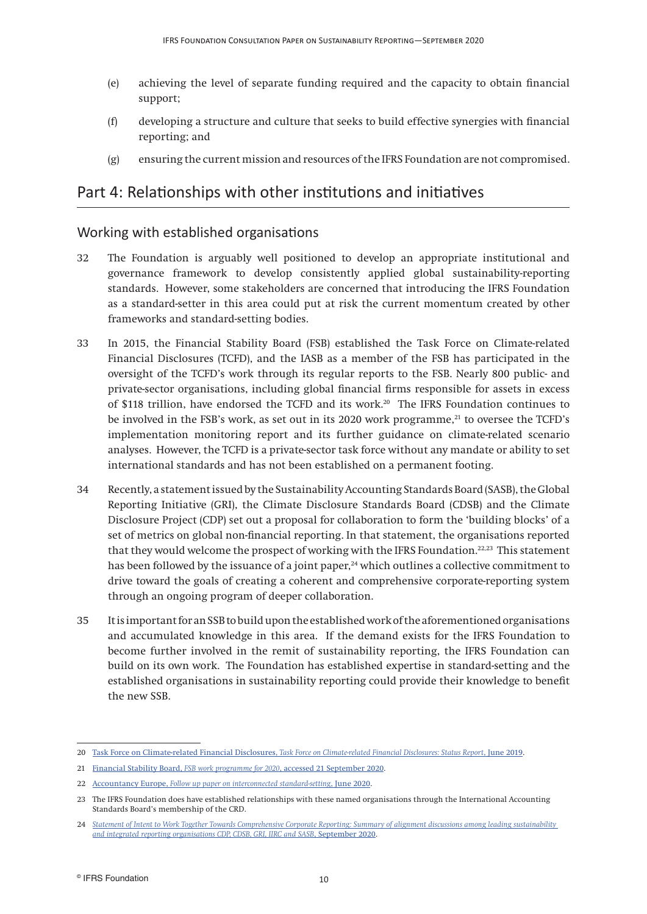(e) achieving the level of separate funding required and the capacity to obtain financial support;

(f) developing a structure and culture that seeks to build effective synergies with financial reporting; and

(g) ensuring the current mission and resources of the IFRS Foundation are not compromised.

# Part 4: Relationships with other institutions and initiatives

## Working with established organisations

32 The Foundation is arguably well positioned to develop an appropriate institutional and governance framework to develop consistently applied global sustainability-reporting standards. However, some stakeholders are concerned that introducing the IFRS Foundation as a standard-setter in this area could put at risk the current momentum created by other frameworks and standard-setting bodies.

33 In 2015, the Financial Stability Board (FSB) established the Task Force on Climate-related Financial Disclosures (TCFD), and the IASB as a member of the FSB has participated in the oversight of the TCFD's work through its regular reports to the FSB. Nearly 800 public- and private-sector organisations, including global financial firms responsible for assets in excess of $118 trillion, have endorsed the TCFD and its work.[20] The IFRS Foundation continues to be involved in the FSB's work, as set out in its 2020 work programme,[21] to oversee the TCFD's implementation monitoring report and its further guidance on climate-related scenario analyses. However, the TCFD is a private-sector task force without any mandate or ability to set international standards and has not been established on a permanent footing.

34 Recently, a statement issued by the Sustainability Accounting Standards Board (SASB), the Global Reporting Initiative (GRI), the Climate Disclosure Standards Board (CDSB) and the Climate Disclosure Project (CDP) set out a proposal for collaboration to form the 'building blocks' of a set of metrics on global non-financial reporting. In that statement, the organisations reported that they would welcome the prospect of working with the IFRS Foundation.[22,23] This statement has been followed by the issuance of a joint paper,[24] which outlines a collective commitment to drive toward the goals of creating a coherent and comprehensive corporate-reporting system through an ongoing program of deeper collaboration.

35 It is important for an SSB to build upon the established work of the aforementioned organisations and accumulated knowledge in this area. If the demand exists for the IFRS Foundation to become further involved in the remit of sustainability reporting, the IFRS Foundation can build on its own work. The Foundation has established expertise in standard-setting and the established organisations in sustainability reporting could provide their knowledge to benefit the new SSB.

---

20 Task Force on Climate-related Financial Disclosures, *Task Force on Climate-related Financial Disclosures: Status Report*, June 2019.

21 Financial Stability Board, *FSB work programme for 2020*, accessed 21 September 2020.

22 Accountancy Europe, *Follow up paper on interconnected standard-setting*, June 2020.

23 The IFRS Foundation does have established relationships with these named organisations through the International Accounting Standards Board's membership of the CRD.

24 *Statement of Intent to Work Together Towards Comprehensive Corporate Reporting: Summary of alignment discussions among leading sustainability and integrated reporting organisations CDP, CDSB, GRI, IIRC and SASB*, September 2020.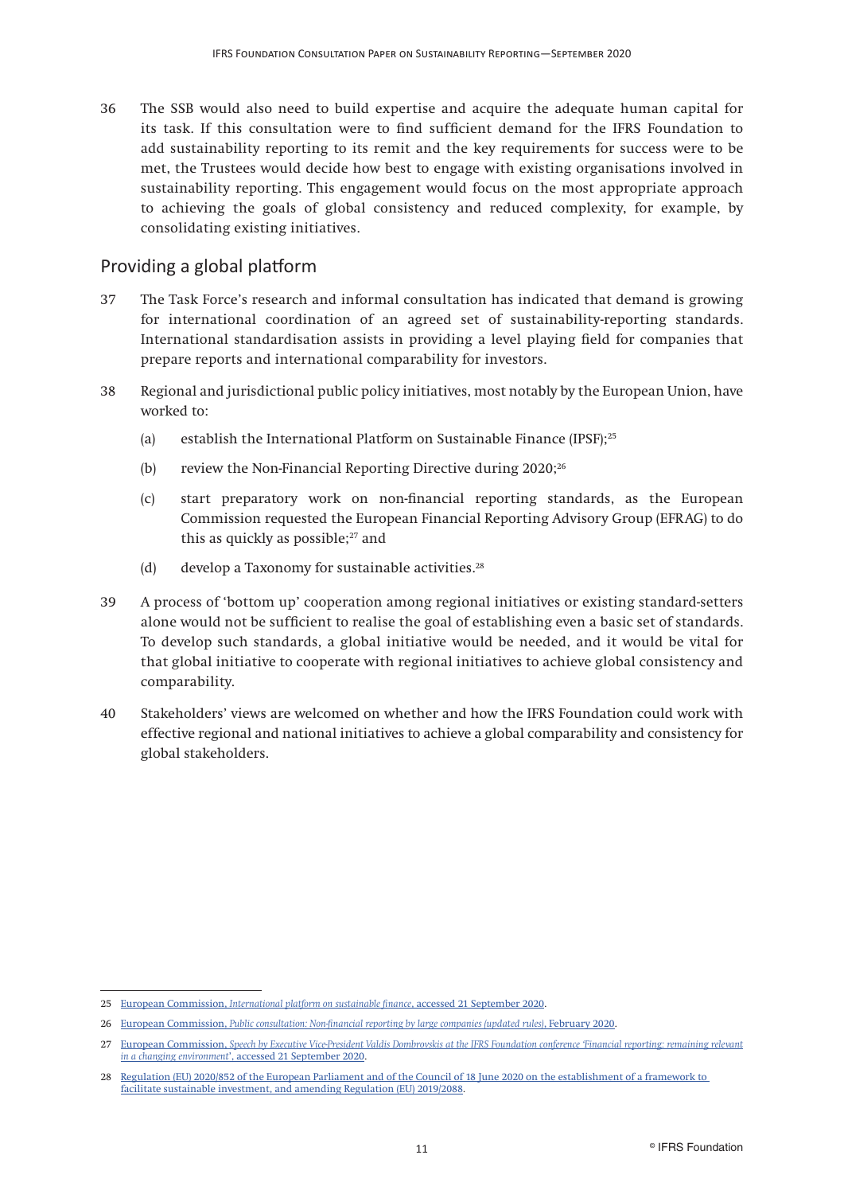36 The SSB would also need to build expertise and acquire the adequate human capital for its task. If this consultation were to find sufficient demand for the IFRS Foundation to add sustainability reporting to its remit and the key requirements for success were to be met, the Trustees would decide how best to engage with existing organisations involved in sustainability reporting. This engagement would focus on the most appropriate approach to achieving the goals of global consistency and reduced complexity, for example, by consolidating existing initiatives.

## Providing a global platform

37 The Task Force's research and informal consultation has indicated that demand is growing for international coordination of an agreed set of sustainability-reporting standards. International standardisation assists in providing a level playing field for companies that prepare reports and international comparability for investors.

38 Regional and jurisdictional public policy initiatives, most notably by the European Union, have worked to:

(a) establish the International Platform on Sustainable Finance (IPSF);[25]

(b) review the Non-Financial Reporting Directive during 2020;[26]

(c) start preparatory work on non-financial reporting standards, as the European Commission requested the European Financial Reporting Advisory Group (EFRAG) to do this as quickly as possible;[27] and

(d) develop a Taxonomy for sustainable activities.[28]

39 A process of 'bottom up' cooperation among regional initiatives or existing standard-setters alone would not be sufficient to realise the goal of establishing even a basic set of standards. To develop such standards, a global initiative would be needed, and it would be vital for that global initiative to cooperate with regional initiatives to achieve global consistency and comparability.

40 Stakeholders' views are welcomed on whether and how the IFRS Foundation could work with effective regional and national initiatives to achieve a global comparability and consistency for global stakeholders.

---

25 European Commission, *International platform on sustainable finance*, accessed 21 September 2020.

26 European Commission, *Public consultation: Non-financial reporting by large companies (updated rules)*, February 2020.

27 European Commission, *Speech by Executive Vice-President Valdis Dombrovskis at the IFRS Foundation conference 'Financial reporting: remaining relevant in a changing environment'*, accessed 21 September 2020.

28 Regulation (EU) 2020/852 of the European Parliament and of the Council of 18 June 2020 on the establishment of a framework to facilitate sustainable investment, and amending Regulation (EU) 2019/2088.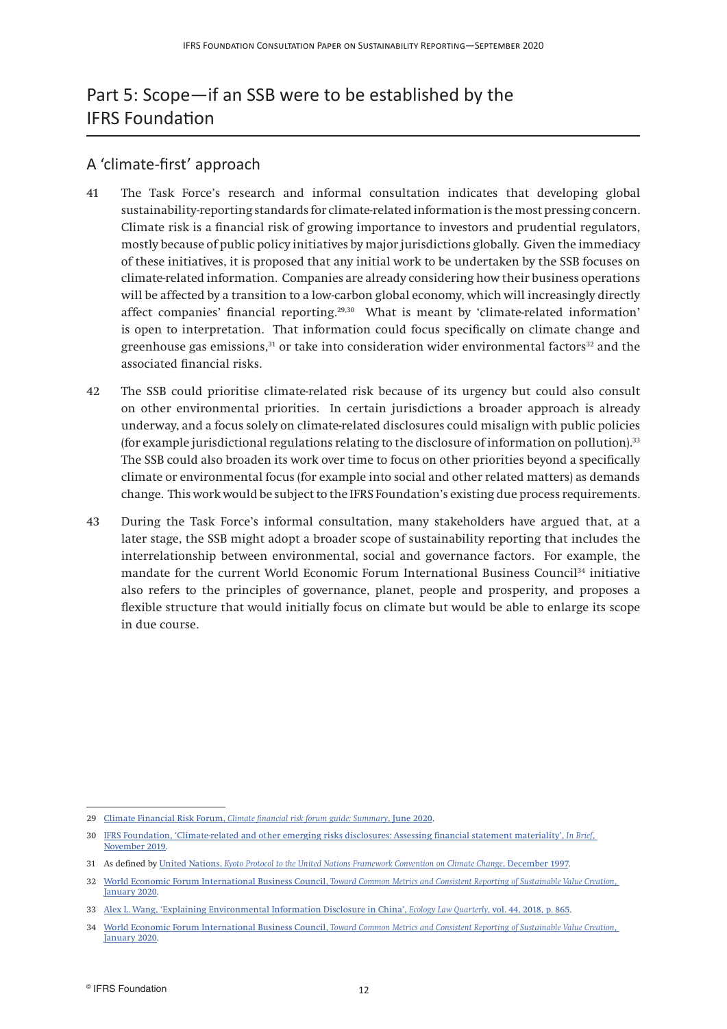# Part 5: Scope—if an SSB were to be established by the IFRS Foundation

## A 'climate-first' approach

41 The Task Force's research and informal consultation indicates that developing global sustainability-reporting standards for climate-related information is the most pressing concern. Climate risk is a financial risk of growing importance to investors and prudential regulators, mostly because of public policy initiatives by major jurisdictions globally. Given the immediacy of these initiatives, it is proposed that any initial work to be undertaken by the SSB focuses on climate-related information. Companies are already considering how their business operations will be affected by a transition to a low-carbon global economy, which will increasingly directly affect companies' financial reporting.[29,30] What is meant by 'climate-related information' is open to interpretation. That information could focus specifically on climate change and greenhouse gas emissions,[31] or take into consideration wider environmental factors[32] and the associated financial risks.

42 The SSB could prioritise climate-related risk because of its urgency but could also consult on other environmental priorities. In certain jurisdictions a broader approach is already underway, and a focus solely on climate-related disclosures could misalign with public policies (for example jurisdictional regulations relating to the disclosure of information on pollution).[33] The SSB could also broaden its work over time to focus on other priorities beyond a specifically climate or environmental focus (for example into social and other related matters) as demands change. This work would be subject to the IFRS Foundation's existing due process requirements.

43 During the Task Force's informal consultation, many stakeholders have argued that, at a later stage, the SSB might adopt a broader scope of sustainability reporting that includes the interrelationship between environmental, social and governance factors. For example, the mandate for the current World Economic Forum International Business Council[34] initiative also refers to the principles of governance, planet, people and prosperity, and proposes a flexible structure that would initially focus on climate but would be able to enlarge its scope in due course.

---

29 Climate Financial Risk Forum, *Climate financial risk forum guide: Summary*, June 2020.

30 IFRS Foundation, 'Climate-related and other emerging risks disclosures: Assessing financial statement materiality', *In Brief*, November 2019.

31 As defined by United Nations, *Kyoto Protocol to the United Nations Framework Convention on Climate Change*, December 1997.

32 World Economic Forum International Business Council, *Toward Common Metrics and Consistent Reporting of Sustainable Value Creation*, January 2020.

33 Alex L. Wang, 'Explaining Environmental Information Disclosure in China', *Ecology Law Quarterly*, vol. 44, 2018, p. 865.

34 World Economic Forum International Business Council, *Toward Common Metrics and Consistent Reporting of Sustainable Value Creation*, January 2020.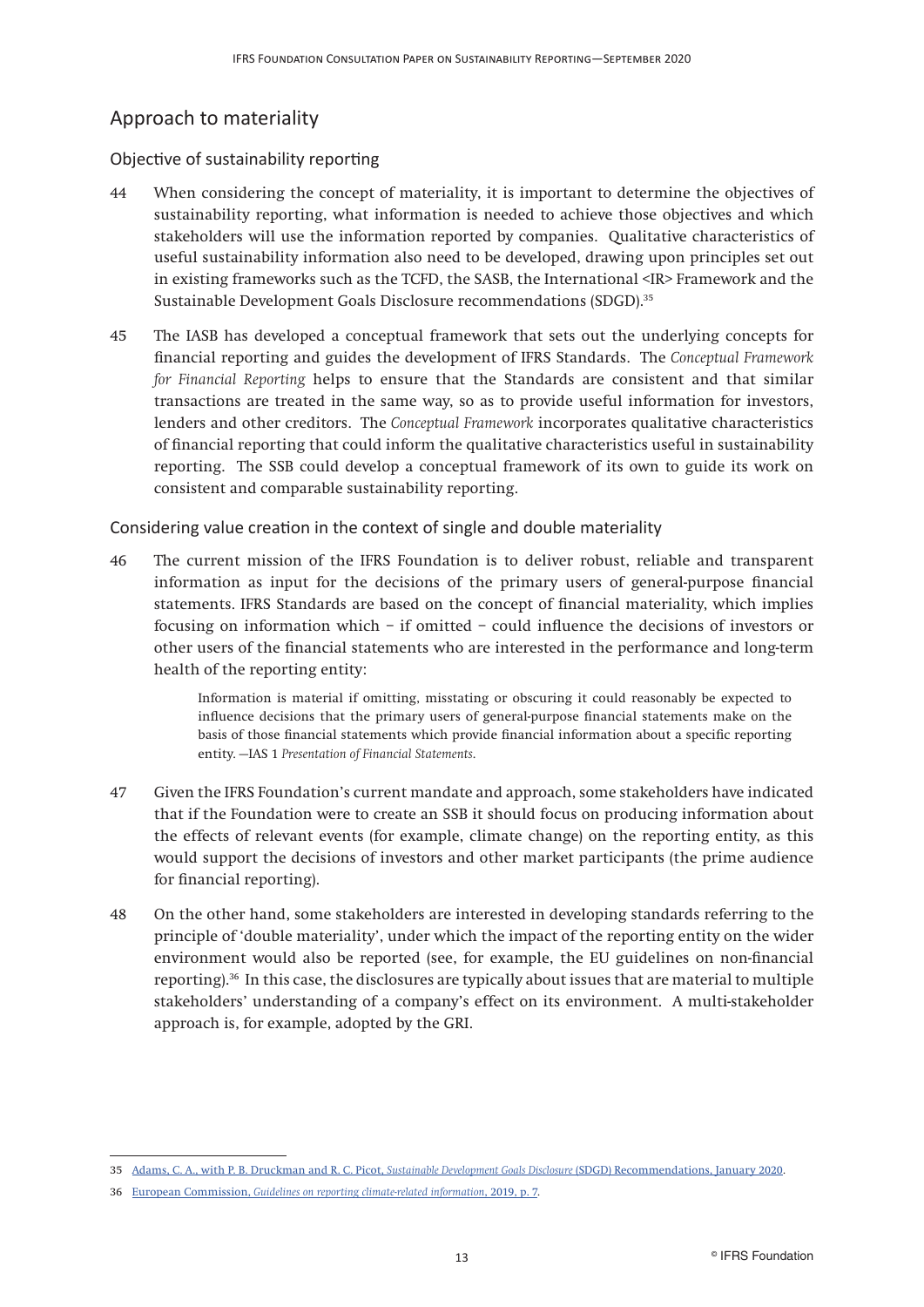## Approach to materiality

### Objective of sustainability reporting

44 When considering the concept of materiality, it is important to determine the objectives of sustainability reporting, what information is needed to achieve those objectives and which stakeholders will use the information reported by companies. Qualitative characteristics of useful sustainability information also need to be developed, drawing upon principles set out in existing frameworks such as the TCFD, the SASB, the International <IR> Framework and the Sustainable Development Goals Disclosure recommendations (SDGD).[35]

45 The IASB has developed a conceptual framework that sets out the underlying concepts for financial reporting and guides the development of IFRS Standards. The *Conceptual Framework for Financial Reporting* helps to ensure that the Standards are consistent and that similar transactions are treated in the same way, so as to provide useful information for investors, lenders and other creditors. The *Conceptual Framework* incorporates qualitative characteristics of financial reporting that could inform the qualitative characteristics useful in sustainability reporting. The SSB could develop a conceptual framework of its own to guide its work on consistent and comparable sustainability reporting.

### Considering value creation in the context of single and double materiality

46 The current mission of the IFRS Foundation is to deliver robust, reliable and transparent information as input for the decisions of the primary users of general-purpose financial statements. IFRS Standards are based on the concept of financial materiality, which implies focusing on information which – if omitted – could influence the decisions of investors or other users of the financial statements who are interested in the performance and long-term health of the reporting entity:

> Information is material if omitting, misstating or obscuring it could reasonably be expected to influence decisions that the primary users of general-purpose financial statements make on the basis of those financial statements which provide financial information about a specific reporting entity. —IAS 1 *Presentation of Financial Statements*.

47 Given the IFRS Foundation's current mandate and approach, some stakeholders have indicated that if the Foundation were to create an SSB it should focus on producing information about the effects of relevant events (for example, climate change) on the reporting entity, as this would support the decisions of investors and other market participants (the prime audience for financial reporting).

48 On the other hand, some stakeholders are interested in developing standards referring to the principle of 'double materiality', under which the impact of the reporting entity on the wider environment would also be reported (see, for example, the EU guidelines on non-financial reporting).[36] In this case, the disclosures are typically about issues that are material to multiple stakeholders' understanding of a company's effect on its environment. A multi-stakeholder approach is, for example, adopted by the GRI.

---

35 Adams, C. A., with P. B. Druckman and R. C. Picot, *Sustainable Development Goals Disclosure* (SDGD) Recommendations, January 2020.

36 European Commission, *Guidelines on reporting climate-related information*, 2019, p. 7.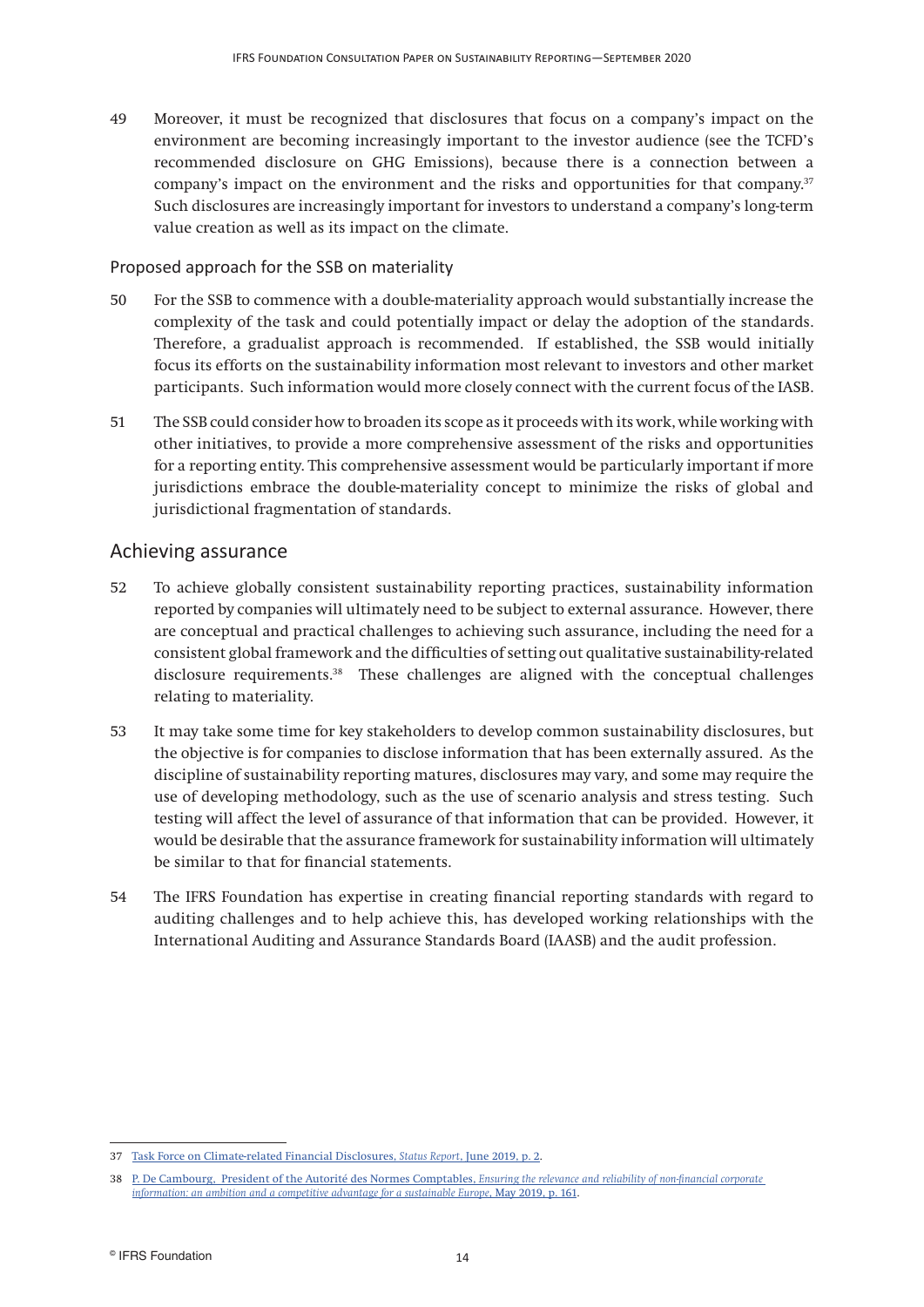49 Moreover, it must be recognized that disclosures that focus on a company's impact on the environment are becoming increasingly important to the investor audience (see the TCFD's recommended disclosure on GHG Emissions), because there is a connection between a company's impact on the environment and the risks and opportunities for that company.[37] Such disclosures are increasingly important for investors to understand a company's long-term value creation as well as its impact on the climate.

### Proposed approach for the SSB on materiality

50 For the SSB to commence with a double-materiality approach would substantially increase the complexity of the task and could potentially impact or delay the adoption of the standards. Therefore, a gradualist approach is recommended. If established, the SSB would initially focus its efforts on the sustainability information most relevant to investors and other market participants. Such information would more closely connect with the current focus of the IASB.

51 The SSB could consider how to broaden its scope as it proceeds with its work, while working with other initiatives, to provide a more comprehensive assessment of the risks and opportunities for a reporting entity. This comprehensive assessment would be particularly important if more jurisdictions embrace the double-materiality concept to minimize the risks of global and jurisdictional fragmentation of standards.

## Achieving assurance

52 To achieve globally consistent sustainability reporting practices, sustainability information reported by companies will ultimately need to be subject to external assurance. However, there are conceptual and practical challenges to achieving such assurance, including the need for a consistent global framework and the difficulties of setting out qualitative sustainability-related disclosure requirements.[38] These challenges are aligned with the conceptual challenges relating to materiality.

53 It may take some time for key stakeholders to develop common sustainability disclosures, but the objective is for companies to disclose information that has been externally assured. As the discipline of sustainability reporting matures, disclosures may vary, and some may require the use of developing methodology, such as the use of scenario analysis and stress testing. Such testing will affect the level of assurance of that information that can be provided. However, it would be desirable that the assurance framework for sustainability information will ultimately be similar to that for financial statements.

54 The IFRS Foundation has expertise in creating financial reporting standards with regard to auditing challenges and to help achieve this, has developed working relationships with the International Auditing and Assurance Standards Board (IAASB) and the audit profession.

---

37 Task Force on Climate-related Financial Disclosures, *Status Report*, June 2019, p. 2.

38 P. De Cambourg, President of the Autorité des Normes Comptables, *Ensuring the relevance and reliability of non-financial corporate information: an ambition and a competitive advantage for a sustainable Europe*, May 2019, p. 161.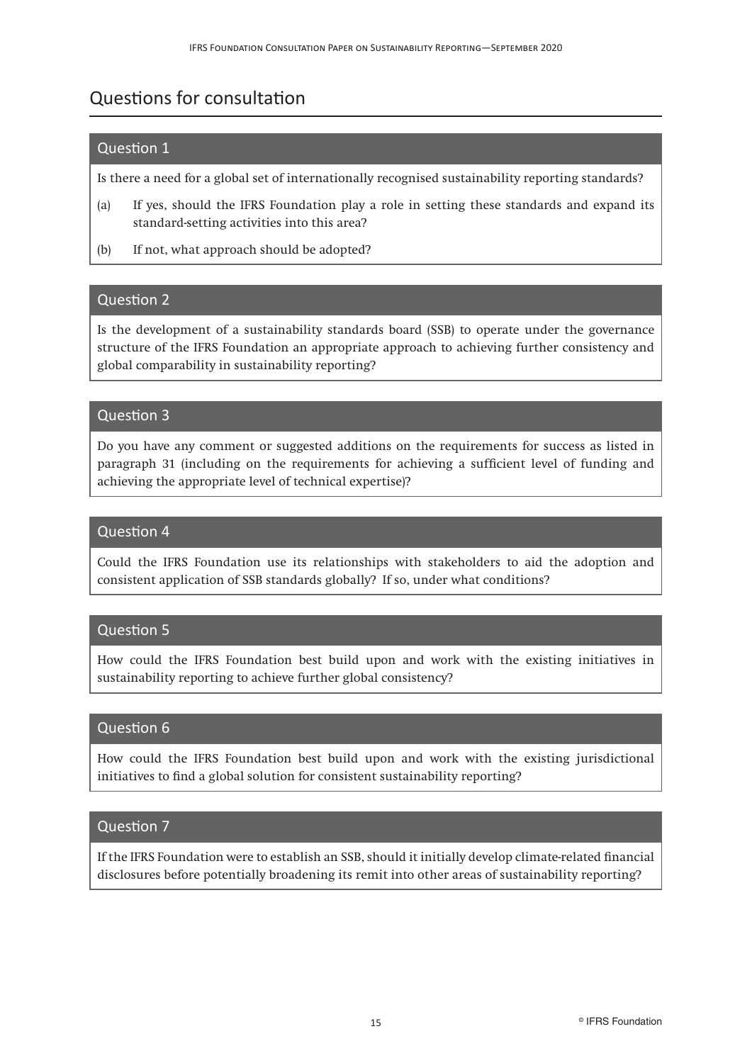## Questions for consultation

### Question 1

Is there a need for a global set of internationally recognised sustainability reporting standards?

(a) If yes, should the IFRS Foundation play a role in setting these standards and expand its standard-setting activities into this area?

(b) If not, what approach should be adopted?

### Question 2

Is the development of a sustainability standards board (SSB) to operate under the governance structure of the IFRS Foundation an appropriate approach to achieving further consistency and global comparability in sustainability reporting?

### Question 3

Do you have any comment or suggested additions on the requirements for success as listed in paragraph 31 (including on the requirements for achieving a sufficient level of funding and achieving the appropriate level of technical expertise)?

### Question 4

Could the IFRS Foundation use its relationships with stakeholders to aid the adoption and consistent application of SSB standards globally? If so, under what conditions?

### Question 5

How could the IFRS Foundation best build upon and work with the existing initiatives in sustainability reporting to achieve further global consistency?

### Question 6

How could the IFRS Foundation best build upon and work with the existing jurisdictional initiatives to find a global solution for consistent sustainability reporting?

### Question 7

If the IFRS Foundation were to establish an SSB, should it initially develop climate-related financial disclosures before potentially broadening its remit into other areas of sustainability reporting?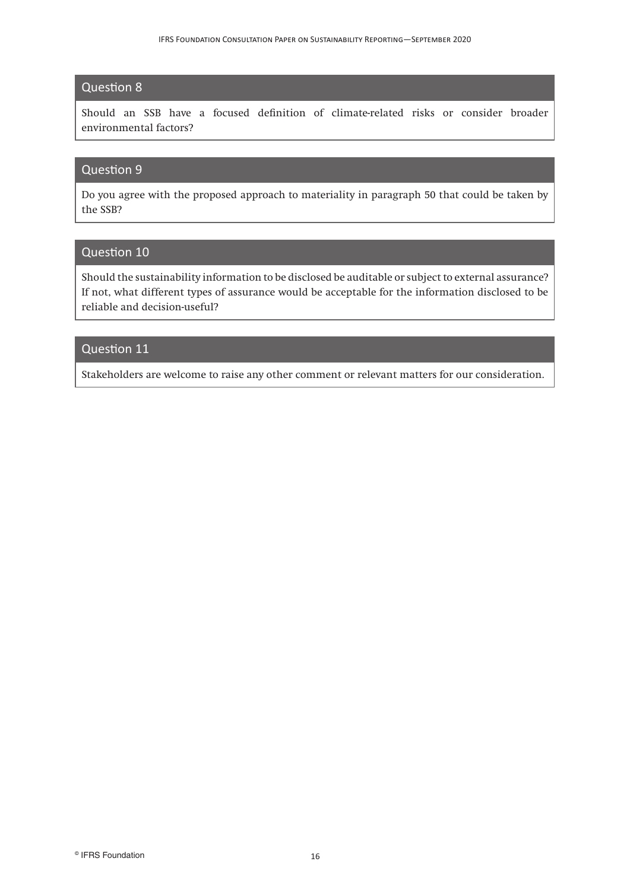### Question 8

Should an SSB have a focused definition of climate-related risks or consider broader environmental factors?

### Question 9

Do you agree with the proposed approach to materiality in paragraph 50 that could be taken by the SSB?

### Question 10

Should the sustainability information to be disclosed be auditable or subject to external assurance? If not, what different types of assurance would be acceptable for the information disclosed to be reliable and decision-useful?

### Question 11

Stakeholders are welcome to raise any other comment or relevant matters for our consideration.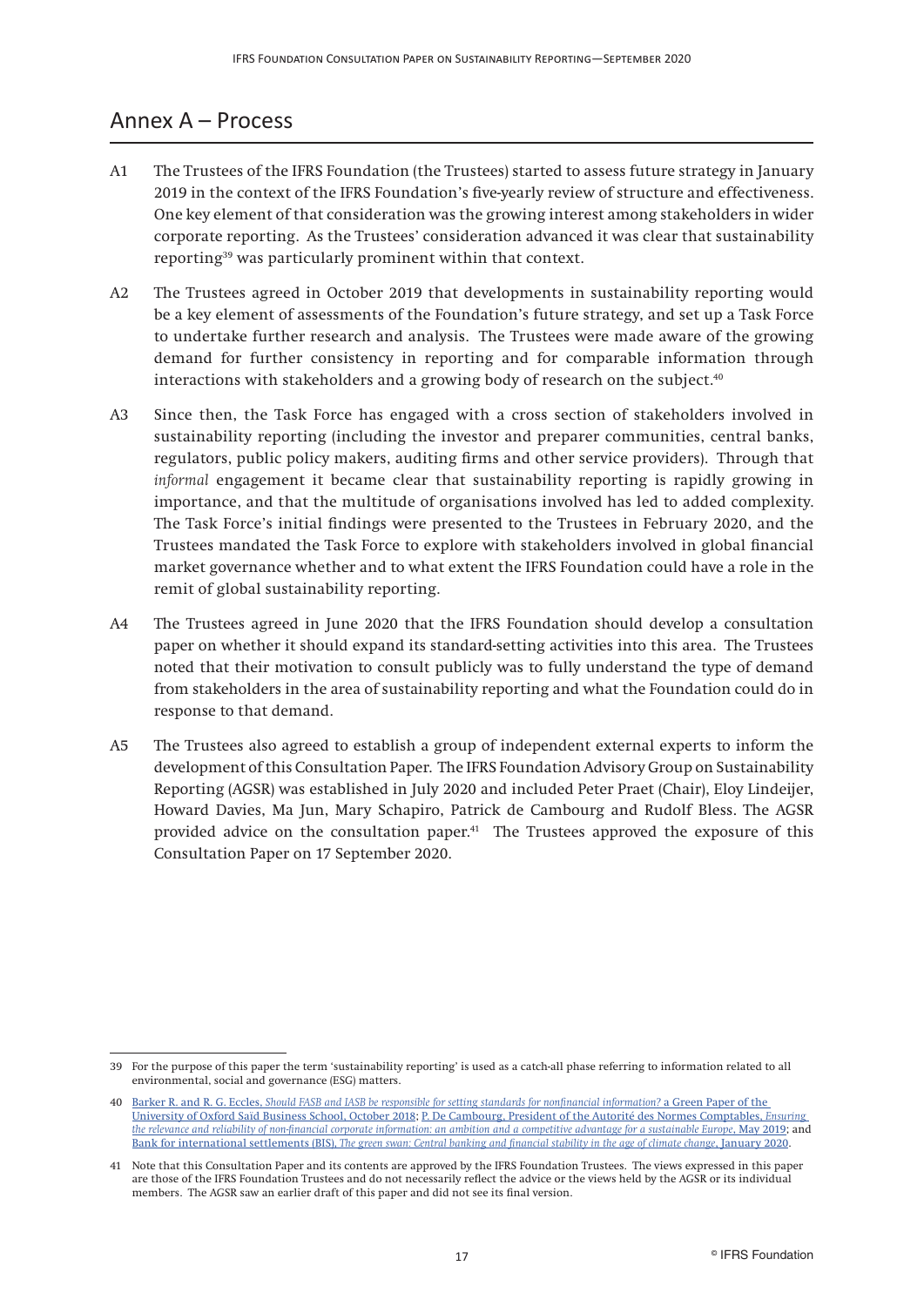## Annex A – Process

A1 The Trustees of the IFRS Foundation (the Trustees) started to assess future strategy in January 2019 in the context of the IFRS Foundation's five-yearly review of structure and effectiveness. One key element of that consideration was the growing interest among stakeholders in wider corporate reporting. As the Trustees' consideration advanced it was clear that sustainability reporting[39] was particularly prominent within that context.

A2 The Trustees agreed in October 2019 that developments in sustainability reporting would be a key element of assessments of the Foundation's future strategy, and set up a Task Force to undertake further research and analysis. The Trustees were made aware of the growing demand for further consistency in reporting and for comparable information through interactions with stakeholders and a growing body of research on the subject.[40]

A3 Since then, the Task Force has engaged with a cross section of stakeholders involved in sustainability reporting (including the investor and preparer communities, central banks, regulators, public policy makers, auditing firms and other service providers). Through that *informal* engagement it became clear that sustainability reporting is rapidly growing in importance, and that the multitude of organisations involved has led to added complexity. The Task Force's initial findings were presented to the Trustees in February 2020, and the Trustees mandated the Task Force to explore with stakeholders involved in global financial market governance whether and to what extent the IFRS Foundation could have a role in the remit of global sustainability reporting.

A4 The Trustees agreed in June 2020 that the IFRS Foundation should develop a consultation paper on whether it should expand its standard-setting activities into this area. The Trustees noted that their motivation to consult publicly was to fully understand the type of demand from stakeholders in the area of sustainability reporting and what the Foundation could do in response to that demand.

A5 The Trustees also agreed to establish a group of independent external experts to inform the development of this Consultation Paper. The IFRS Foundation Advisory Group on Sustainability Reporting (AGSR) was established in July 2020 and included Peter Praet (Chair), Eloy Lindeijer, Howard Davies, Ma Jun, Mary Schapiro, Patrick de Cambourg and Rudolf Bless. The AGSR provided advice on the consultation paper.[41] The Trustees approved the exposure of this Consultation Paper on 17 September 2020.

---

39 For the purpose of this paper the term 'sustainability reporting' is used as a catch-all phase referring to information related to all environmental, social and governance (ESG) matters.

40 Barker R. and R. G. Eccles, *Should FASB and IASB be responsible for setting standards for nonfinancial information?* a Green Paper of the University of Oxford Saïd Business School, October 2018; P. De Cambourg, President of the Autorité des Normes Comptables, *Ensuring the relevance and reliability of non-financial corporate information: an ambition and a competitive advantage for a sustainable Europe*, May 2019; and Bank for international settlements (BIS), *The green swan: Central banking and financial stability in the age of climate change*, January 2020.

41 Note that this Consultation Paper and its contents are approved by the IFRS Foundation Trustees. The views expressed in this paper are those of the IFRS Foundation Trustees and do not necessarily reflect the advice or the views held by the AGSR or its individual members. The AGSR saw an earlier draft of this paper and did not see its final version.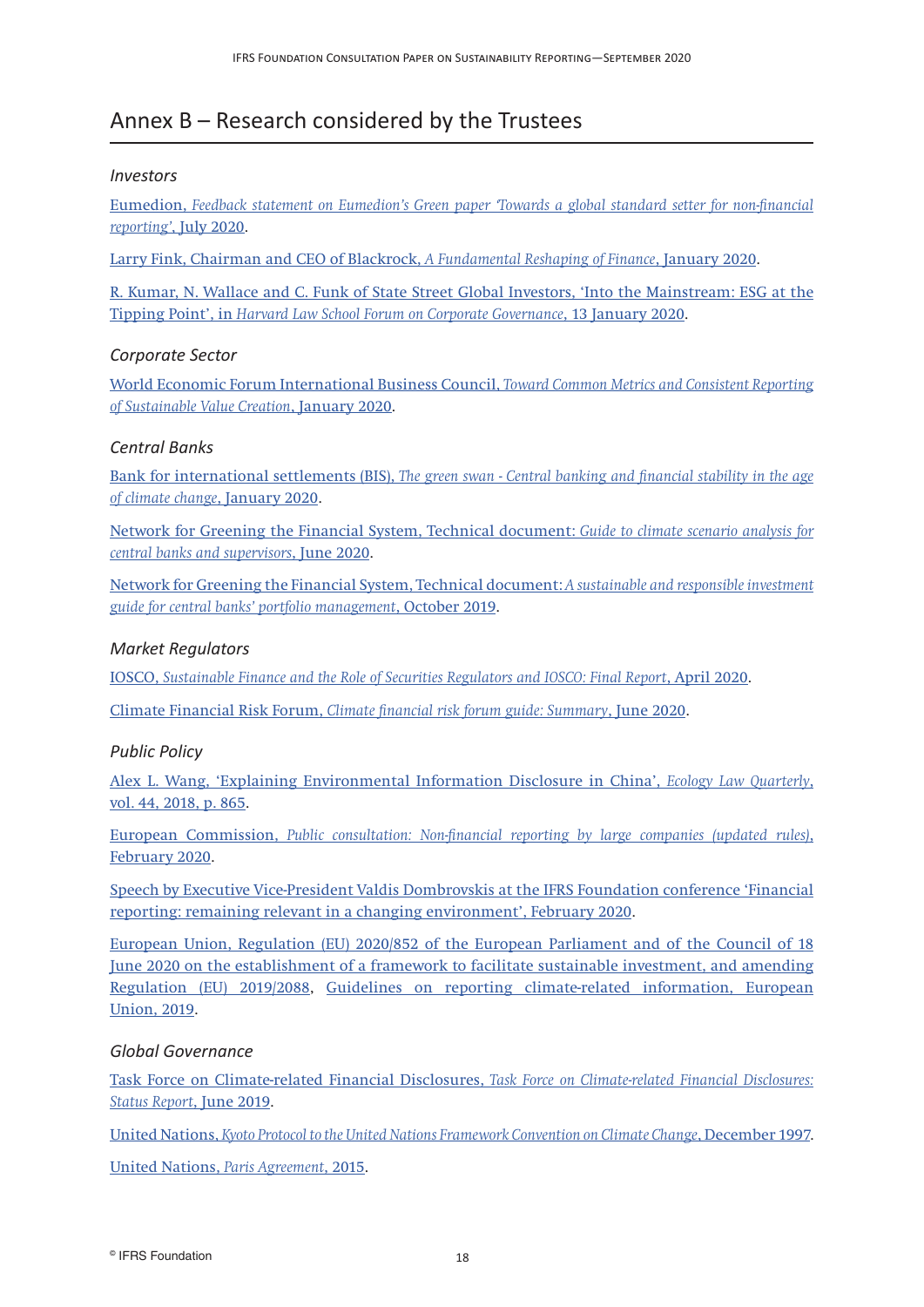# Annex B – Research considered by the Trustees

### *Investors*

Eumedion, *Feedback statement on Eumedion's Green paper 'Towards a global standard setter for non-financial reporting'*, July 2020.

Larry Fink, Chairman and CEO of Blackrock, *A Fundamental Reshaping of Finance*, January 2020.

R. Kumar, N. Wallace and C. Funk of State Street Global Investors, 'Into the Mainstream: ESG at the Tipping Point', in *Harvard Law School Forum on Corporate Governance*, 13 January 2020.

### *Corporate Sector*

World Economic Forum International Business Council, *Toward Common Metrics and Consistent Reporting of Sustainable Value Creation*, January 2020.

### *Central Banks*

Bank for international settlements (BIS), *The green swan - Central banking and financial stability in the age of climate change*, January 2020.

Network for Greening the Financial System, Technical document: *Guide to climate scenario analysis for central banks and supervisors*, June 2020.

Network for Greening the Financial System, Technical document: *A sustainable and responsible investment guide for central banks' portfolio management*, October 2019.

### *Market Regulators*

IOSCO, *Sustainable Finance and the Role of Securities Regulators and IOSCO: Final Report*, April 2020.

Climate Financial Risk Forum, *Climate financial risk forum guide: Summary*, June 2020.

### *Public Policy*

Alex L. Wang, 'Explaining Environmental Information Disclosure in China', *Ecology Law Quarterly*, vol. 44, 2018, p. 865.

European Commission, *Public consultation: Non-financial reporting by large companies (updated rules)*, February 2020.

Speech by Executive Vice-President Valdis Dombrovskis at the IFRS Foundation conference 'Financial reporting: remaining relevant in a changing environment', February 2020.

European Union, Regulation (EU) 2020/852 of the European Parliament and of the Council of 18 June 2020 on the establishment of a framework to facilitate sustainable investment, and amending Regulation (EU) 2019/2088, Guidelines on reporting climate-related information, European Union, 2019.

### *Global Governance*

Task Force on Climate-related Financial Disclosures, *Task Force on Climate-related Financial Disclosures: Status Report*, June 2019.

United Nations, *Kyoto Protocol to the United Nations Framework Convention on Climate Change*, December 1997.

United Nations, *Paris Agreement*, 2015.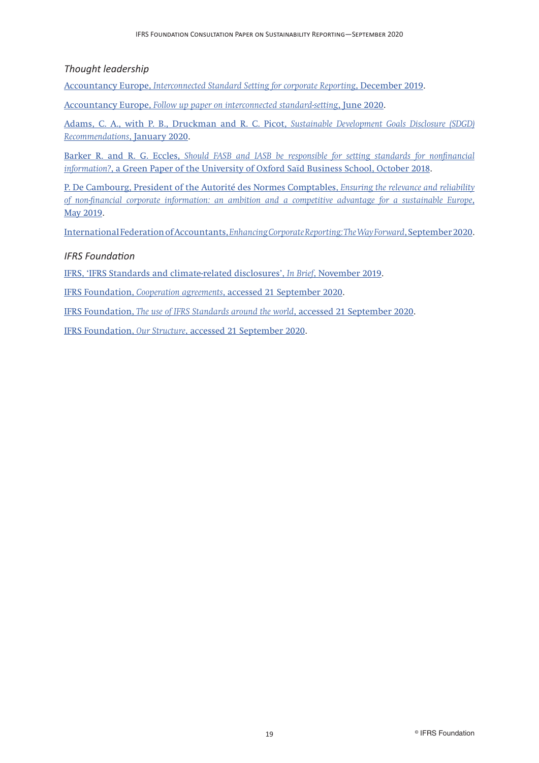### *Thought leadership*

Accountancy Europe, *Interconnected Standard Setting for corporate Reporting*, December 2019.

Accountancy Europe, *Follow up paper on interconnected standard-setting*, June 2020.

Adams, C. A., with P. B., Druckman and R. C. Picot, *Sustainable Development Goals Disclosure (SDGD) Recommendations*, January 2020.

Barker R. and R. G. Eccles, *Should FASB and IASB be responsible for setting standards for nonfinancial information?*, a Green Paper of the University of Oxford Saïd Business School, October 2018.

P. De Cambourg, President of the Autorité des Normes Comptables, *Ensuring the relevance and reliability of non-financial corporate information: an ambition and a competitive advantage for a sustainable Europe*, May 2019.

International Federation of Accountants, *Enhancing Corporate Reporting: The Way Forward*, September 2020.

### *IFRS Foundation*

IFRS, 'IFRS Standards and climate-related disclosures', *In Brief*, November 2019.

IFRS Foundation, *Cooperation agreements*, accessed 21 September 2020.

IFRS Foundation, *The use of IFRS Standards around the world*, accessed 21 September 2020.

IFRS Foundation, *Our Structure*, accessed 21 September 2020.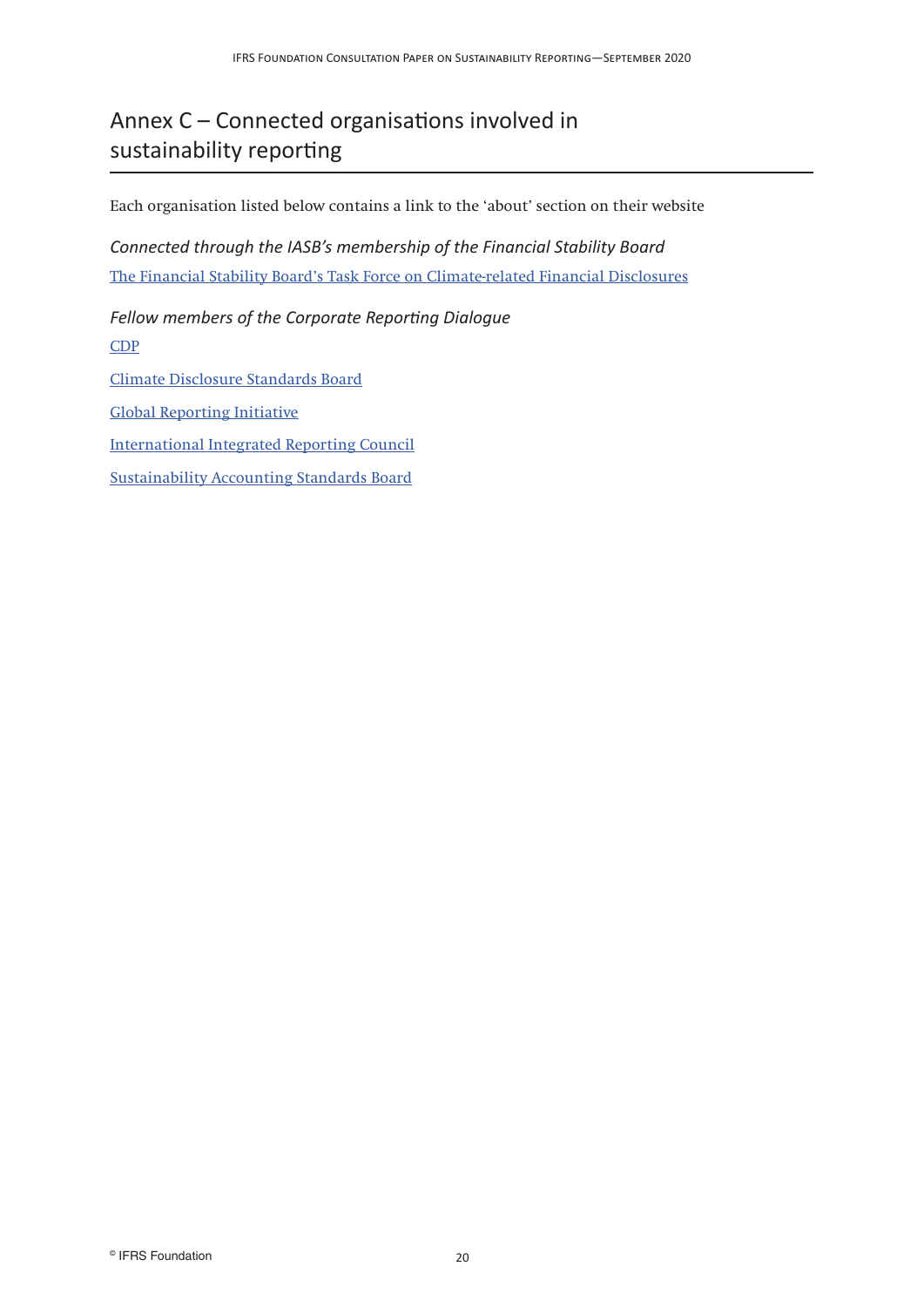# Annex C – Connected organisations involved in sustainability reporting

Each organisation listed below contains a link to the 'about' section on their website

*Connected through the IASB's membership of the Financial Stability Board*

The Financial Stability Board's Task Force on Climate-related Financial Disclosures

*Fellow members of the Corporate Reporting Dialogue*

CDP

Climate Disclosure Standards Board

Global Reporting Initiative

International Integrated Reporting Council

Sustainability Accounting Standards Board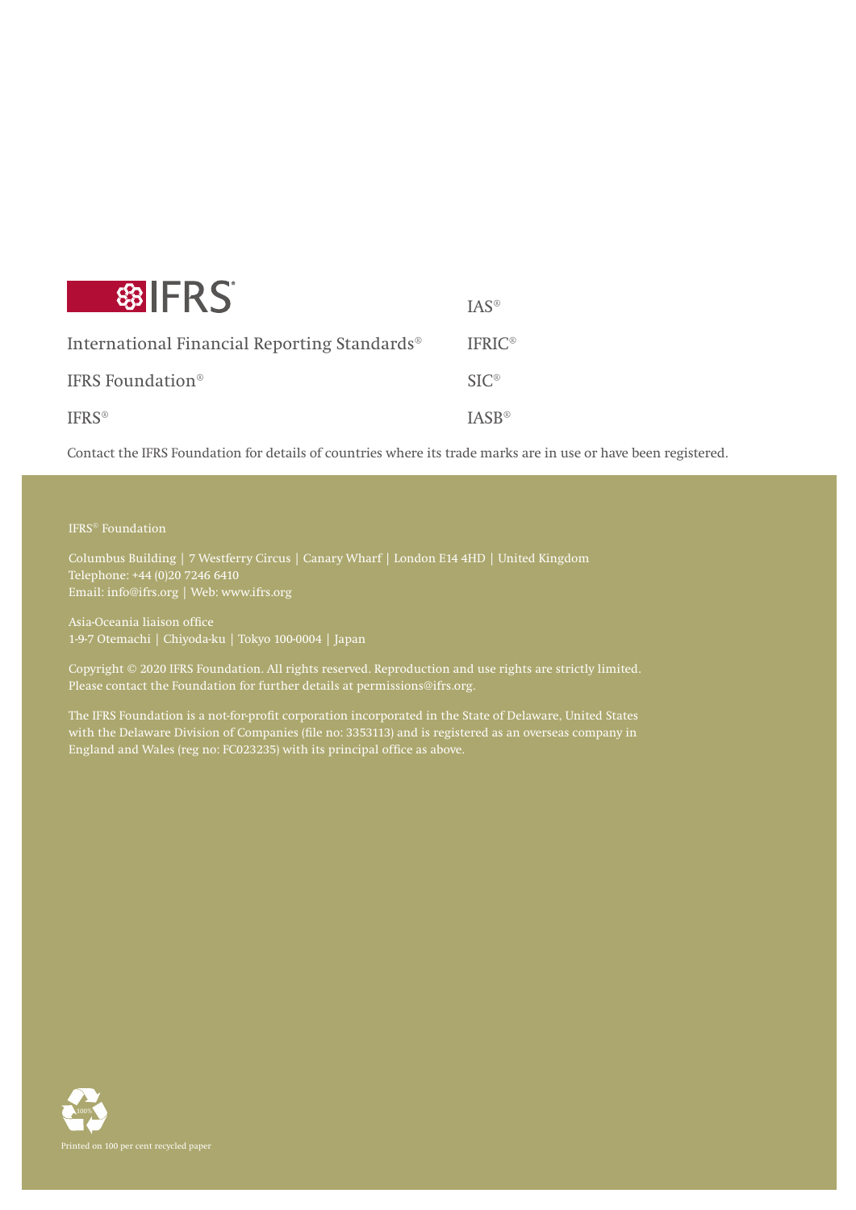IFRS

International Financial Reporting Standards®

IFRS Foundation®

IFRS®

IAS®

IFRIC®

SIC®

IASB®

Contact the IFRS Foundation for details of countries where its trade marks are in use or have been registered.

IFRS® Foundation

Columbus Building | 7 Westferry Circus | Canary Wharf | London E14 4HD | United Kingdom
Telephone: +44 (0)20 7246 6410
Email: info@ifrs.org | Web: www.ifrs.org

Asia-Oceania liaison office
1-9-7 Otemachi | Chiyoda-ku | Tokyo 100-0004 | Japan

Copyright © 2020 IFRS Foundation. All rights reserved. Reproduction and use rights are strictly limited. Please contact the Foundation for further details at permissions@ifrs.org.

The IFRS Foundation is a not-for-profit corporation incorporated in the State of Delaware, United States with the Delaware Division of Companies (file no: 3353113) and is registered as an overseas company in England and Wales (reg no: FC023235) with its principal office as above.

Printed on 100 per cent recycled paper